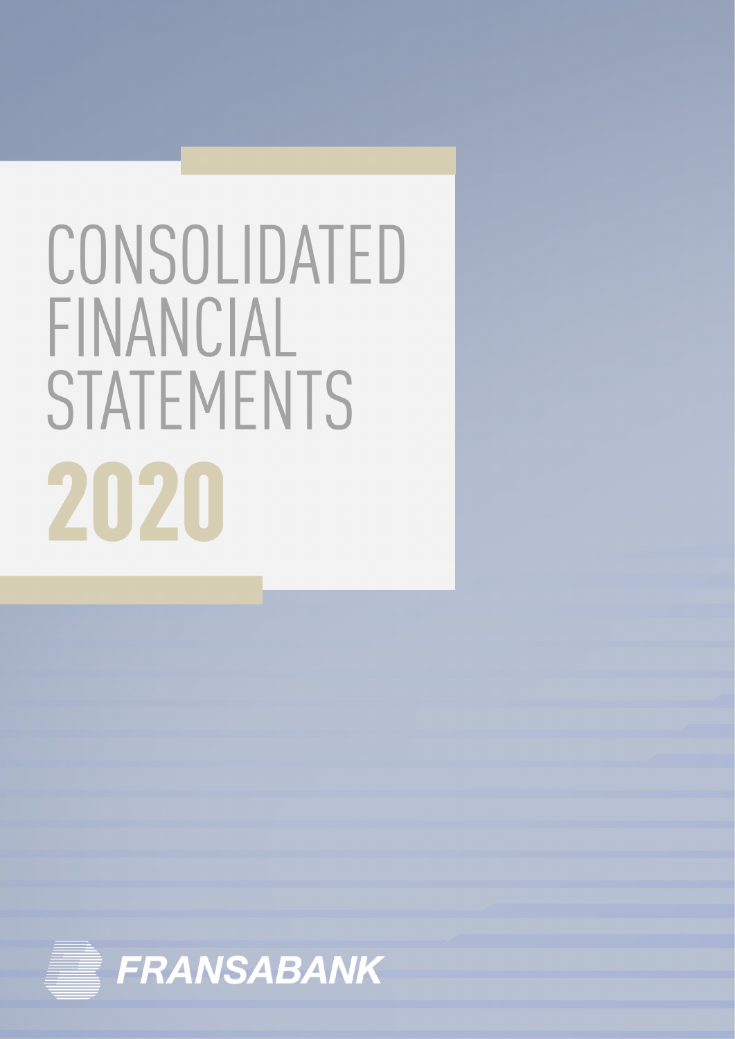# CONSOLIDATED FINANCIAL STATEMENTS

# 2020

FRANSABANK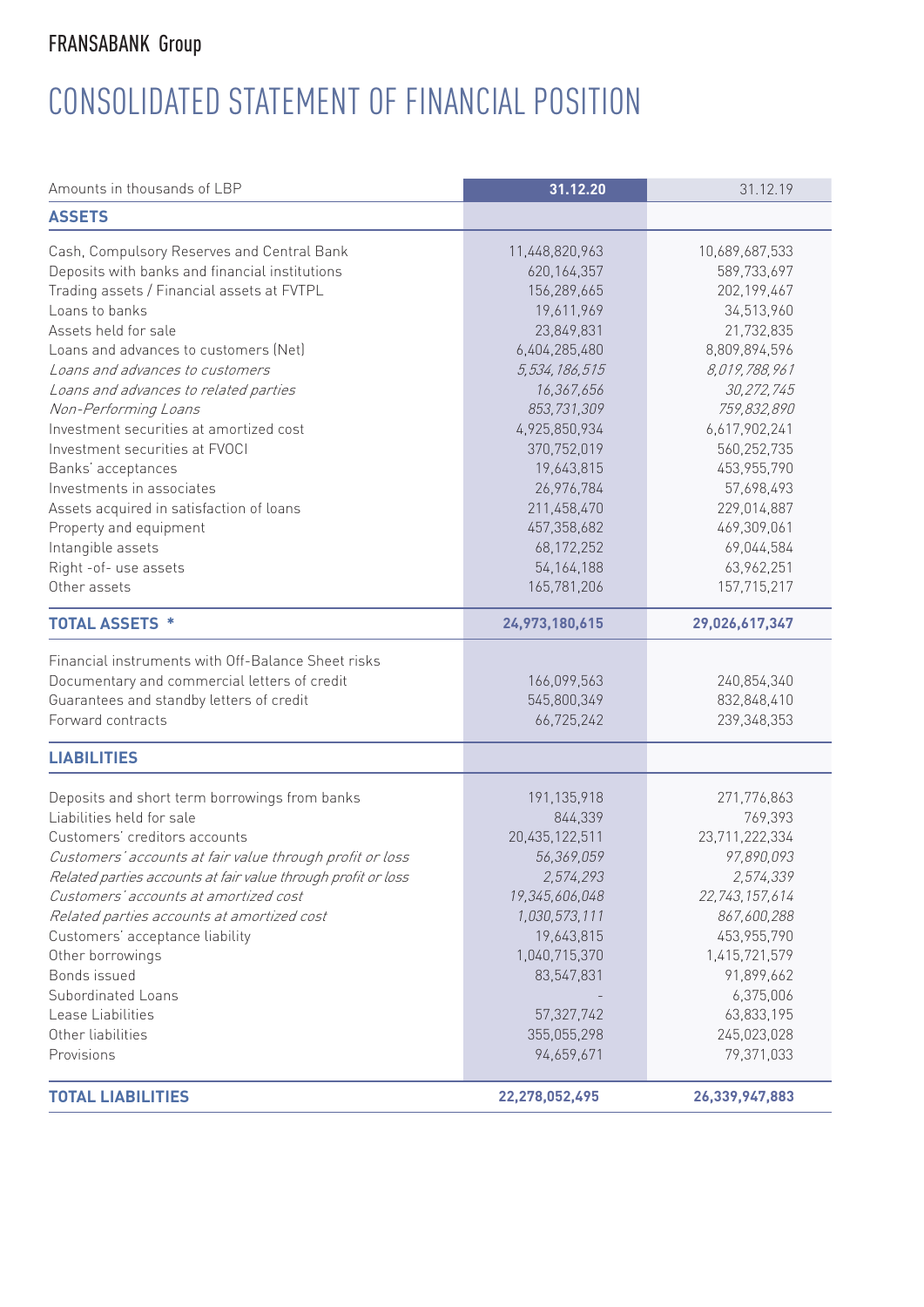## FRANSABANK Group

# CONSOLIDATED STATEMENT OF FINANCIAL POSITION

| Amounts in thousands of LBP | 31.12.20 | 31.12.19 |
|---|---|---|
| **ASSETS** | | |
| Cash, Compulsory Reserves and Central Bank | 11,448,820,963 | 10,689,687,533 |
| Deposits with banks and financial institutions | 620,164,357 | 589,733,697 |
| Trading assets / Financial assets at FVTPL | 156,289,665 | 202,199,467 |
| Loans to banks | 19,611,969 | 34,513,960 |
| Assets held for sale | 23,849,831 | 21,732,835 |
| Loans and advances to customers (Net) | 6,404,285,480 | 8,809,894,596 |
| *Loans and advances to customers* | *5,534,186,515* | *8,019,788,961* |
| *Loans and advances to related parties* | *16,367,656* | *30,272,745* |
| *Non-Performing Loans* | *853,731,309* | *759,832,890* |
| Investment securities at amortized cost | 4,925,850,934 | 6,617,902,241 |
| Investment securities at FVOCI | 370,752,019 | 560,252,735 |
| Banks' acceptances | 19,643,815 | 453,955,790 |
| Investments in associates | 26,976,784 | 57,698,493 |
| Assets acquired in satisfaction of loans | 211,458,470 | 229,014,887 |
| Property and equipment | 457,358,682 | 469,309,061 |
| Intangible assets | 68,172,252 | 69,044,584 |
| Right -of- use assets | 54,164,188 | 63,962,251 |
| Other assets | 165,781,206 | 157,715,217 |
| **TOTAL ASSETS *** | **24,973,180,615** | **29,026,617,347** |
| Financial instruments with Off-Balance Sheet risks | | |
| Documentary and commercial letters of credit | 166,099,563 | 240,854,340 |
| Guarantees and standby letters of credit | 545,800,349 | 832,848,410 |
| Forward contracts | 66,725,242 | 239,348,353 |
| **LIABILITIES** | | |
| Deposits and short term borrowings from banks | 191,135,918 | 271,776,863 |
| Liabilities held for sale | 844,339 | 769,393 |
| Customers' creditors accounts | 20,435,122,511 | 23,711,222,334 |
| *Customers' accounts at fair value through profit or loss* | *56,369,059* | *97,890,093* |
| *Related parties accounts at fair value through profit or loss* | *2,574,293* | *2,574,339* |
| *Customers' accounts at amortized cost* | *19,345,606,048* | *22,743,157,614* |
| *Related parties accounts at amortized cost* | *1,030,573,111* | *867,600,288* |
| Customers' acceptance liability | 19,643,815 | 453,955,790 |
| Other borrowings | 1,040,715,370 | 1,415,721,579 |
| Bonds issued | 83,547,831 | 91,899,662 |
| Subordinated Loans | - | 6,375,006 |
| Lease Liabilities | 57,327,742 | 63,833,195 |
| Other liabilities | 355,055,298 | 245,023,028 |
| Provisions | 94,659,671 | 79,371,033 |
| **TOTAL LIABILITIES** | **22,278,052,495** | **26,339,947,883** |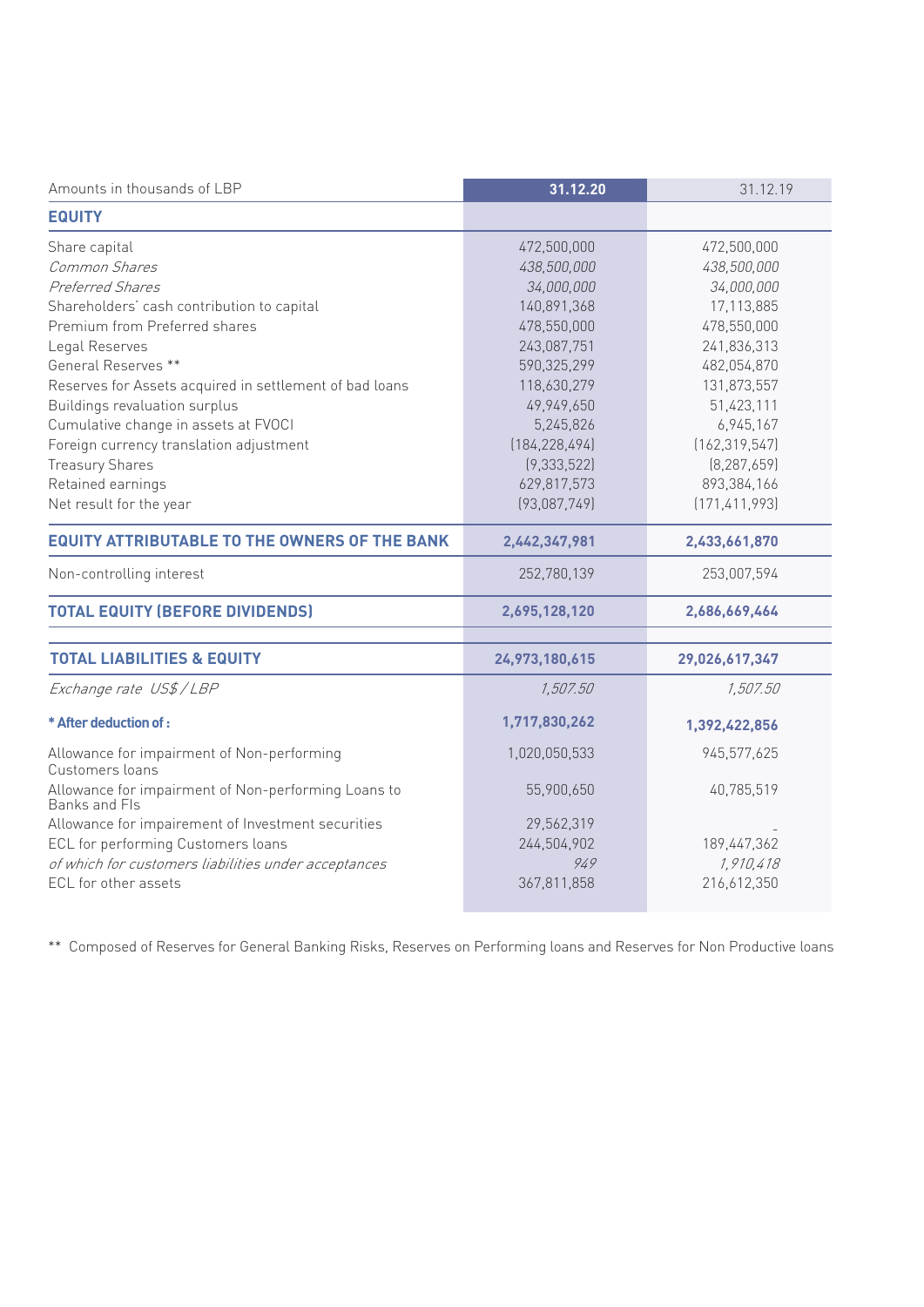| Amounts in thousands of LBP | 31.12.20 | 31.12.19 |
|---|---|---|
| **EQUITY** | | |
| Share capital | 472,500,000 | 472,500,000 |
| *Common Shares* | *438,500,000* | *438,500,000* |
| *Preferred Shares* | *34,000,000* | *34,000,000* |
| Shareholders' cash contribution to capital | 140,891,368 | 17,113,885 |
| Premium from Preferred shares | 478,550,000 | 478,550,000 |
| Legal Reserves | 243,087,751 | 241,836,313 |
| General Reserves ** | 590,325,299 | 482,054,870 |
| Reserves for Assets acquired in settlement of bad loans | 118,630,279 | 131,873,557 |
| Buildings revaluation surplus | 49,949,650 | 51,423,111 |
| Cumulative change in assets at FVOCI | 5,245,826 | 6,945,167 |
| Foreign currency translation adjustment | (184,228,494) | (162,319,547) |
| Treasury Shares | (9,333,522) | (8,287,659) |
| Retained earnings | 629,817,573 | 893,384,166 |
| Net result for the year | (93,087,749) | (171,411,993) |
| **EQUITY ATTRIBUTABLE TO THE OWNERS OF THE BANK** | **2,442,347,981** | **2,433,661,870** |
| Non-controlling interest | 252,780,139 | 253,007,594 |
| **TOTAL EQUITY (BEFORE DIVIDENDS)** | **2,695,128,120** | **2,686,669,464** |
| **TOTAL LIABILITIES & EQUITY** | **24,973,180,615** | **29,026,617,347** |
| *Exchange rate US$ / LBP* | *1,507.50* | *1,507.50* |
| **\* After deduction of :** | **1,717,830,262** | **1,392,422,856** |
| Allowance for impairment of Non-performing Customers loans | 1,020,050,533 | 945,577,625 |
| Allowance for impairment of Non-performing Loans to Banks and FIs | 55,900,650 | 40,785,519 |
| Allowance for impairement of Investment securities | 29,562,319 | - |
| ECL for performing Customers loans | 244,504,902 | 189,447,362 |
| *of which for customers liabilities under acceptances* | *949* | *1,910,418* |
| ECL for other assets | 367,811,858 | 216,612,350 |

** Composed of Reserves for General Banking Risks, Reserves on Performing loans and Reserves for Non Productive loans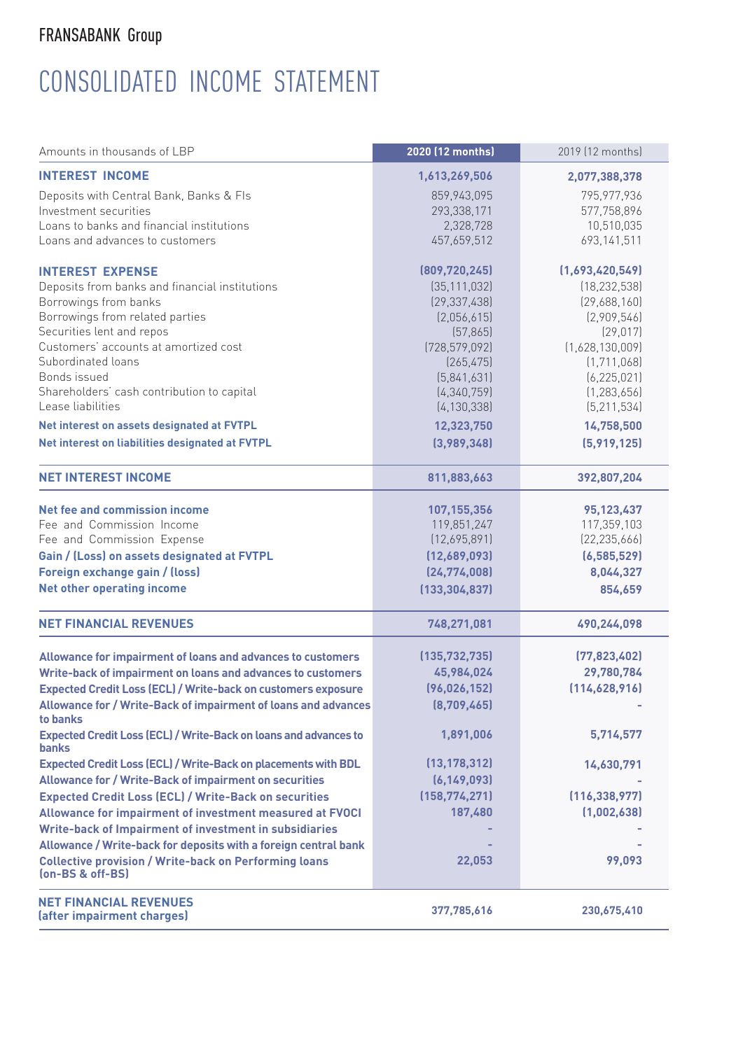FRANSABANK Group

# CONSOLIDATED INCOME STATEMENT

| Amounts in thousands of LBP | 2020 (12 months) | 2019 (12 months) |
|---|---|---|
| **INTEREST INCOME** | **1,613,269,506** | **2,077,388,378** |
| Deposits with Central Bank, Banks & FIs | 859,943,095 | 795,977,936 |
| Investment securities | 293,338,171 | 577,758,896 |
| Loans to banks and financial institutions | 2,328,728 | 10,510,035 |
| Loans and advances to customers | 457,659,512 | 693,141,511 |
| **INTEREST EXPENSE** | **(809,720,245)** | **(1,693,420,549)** |
| Deposits from banks and financial institutions | (35,111,032) | (18,232,538) |
| Borrowings from banks | (29,337,438) | (29,688,160) |
| Borrowings from related parties | (2,056,615) | (2,909,546) |
| Securities lent and repos | (57,865) | (29,017) |
| Customers' accounts at amortized cost | (728,579,092) | (1,628,130,009) |
| Subordinated loans | (265,475) | (1,711,068) |
| Bonds issued | (5,841,631) | (6,225,021) |
| Shareholders' cash contribution to capital | (4,340,759) | (1,283,656) |
| Lease liabilities | (4,130,338) | (5,211,534) |
| **Net interest on assets designated at FVTPL** | **12,323,750** | **14,758,500** |
| **Net interest on liabilities designated at FVTPL** | **(3,989,348)** | **(5,919,125)** |
| **NET INTEREST INCOME** | **811,883,663** | **392,807,204** |
| **Net fee and commission income** | **107,155,356** | **95,123,437** |
| Fee and Commission Income | 119,851,247 | 117,359,103 |
| Fee and Commission Expense | (12,695,891) | (22,235,666) |
| **Gain / (Loss) on assets designated at FVTPL** | **(12,689,093)** | **(6,585,529)** |
| **Foreign exchange gain / (loss)** | **(24,774,008)** | **8,044,327** |
| **Net other operating income** | **(133,304,837)** | **854,659** |
| **NET FINANCIAL REVENUES** | **748,271,081** | **490,244,098** |
| **Allowance for impairment of loans and advances to customers** | **(135,732,735)** | **(77,823,402)** |
| **Write-back of impairment on loans and advances to customers** | **45,984,024** | **29,780,784** |
| **Expected Credit Loss (ECL) / Write-back on customers exposure** | **(96,026,152)** | **(114,628,916)** |
| **Allowance for / Write-Back of impairment of loans and advances to banks** | **(8,709,465)** | **-** |
| **Expected Credit Loss (ECL) / Write-Back on loans and advances to banks** | **1,891,006** | **5,714,577** |
| **Expected Credit Loss (ECL) / Write-Back on placements with BDL** | **(13,178,312)** | **14,630,791** |
| **Allowance for / Write-Back of impairment on securities** | **(6,149,093)** | **-** |
| **Expected Credit Loss (ECL) / Write-Back on securities** | **(158,774,271)** | **(116,338,977)** |
| **Allowance for impairment of investment measured at FVOCI** | **187,480** | **(1,002,638)** |
| **Write-back of Impairment of investment in subsidiaries** | **-** | **-** |
| **Allowance / Write-back for deposits with a foreign central bank** | **-** | **-** |
| **Collective provision / Write-back on Performing loans (on-BS & off-BS)** | **22,053** | **99,093** |
| **NET FINANCIAL REVENUES (after impairment charges)** | **377,785,616** | **230,675,410** |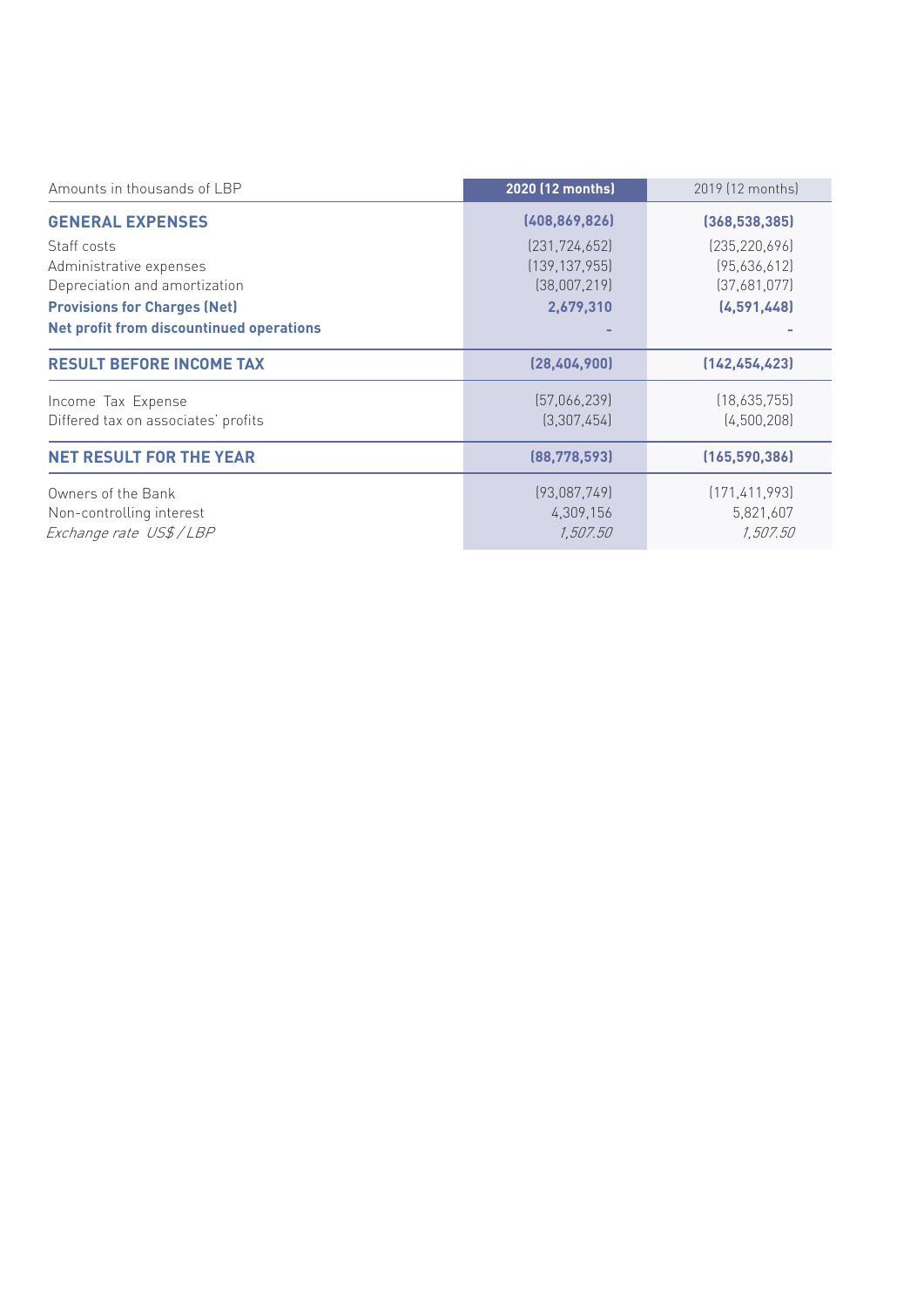| Amounts in thousands of LBP | 2020 (12 months) | 2019 (12 months) |
|---|---|---|
| **GENERAL EXPENSES** | **(408,869,826)** | **(368,538,385)** |
| Staff costs | (231,724,652) | (235,220,696) |
| Administrative expenses | (139,137,955) | (95,636,612) |
| Depreciation and amortization | (38,007,219) | (37,681,077) |
| **Provisions for Charges (Net)** | **2,679,310** | **(4,591,448)** |
| **Net profit from discountinued operations** | - | - |
| **RESULT BEFORE INCOME TAX** | **(28,404,900)** | **(142,454,423)** |
| Income Tax Expense | (57,066,239) | (18,635,755) |
| Differed tax on associates' profits | (3,307,454) | (4,500,208) |
| **NET RESULT FOR THE YEAR** | **(88,778,593)** | **(165,590,386)** |
| Owners of the Bank | (93,087,749) | (171,411,993) |
| Non-controlling interest | 4,309,156 | 5,821,607 |
| *Exchange rate US$/LBP* | *1,507.50* | *1,507.50* |